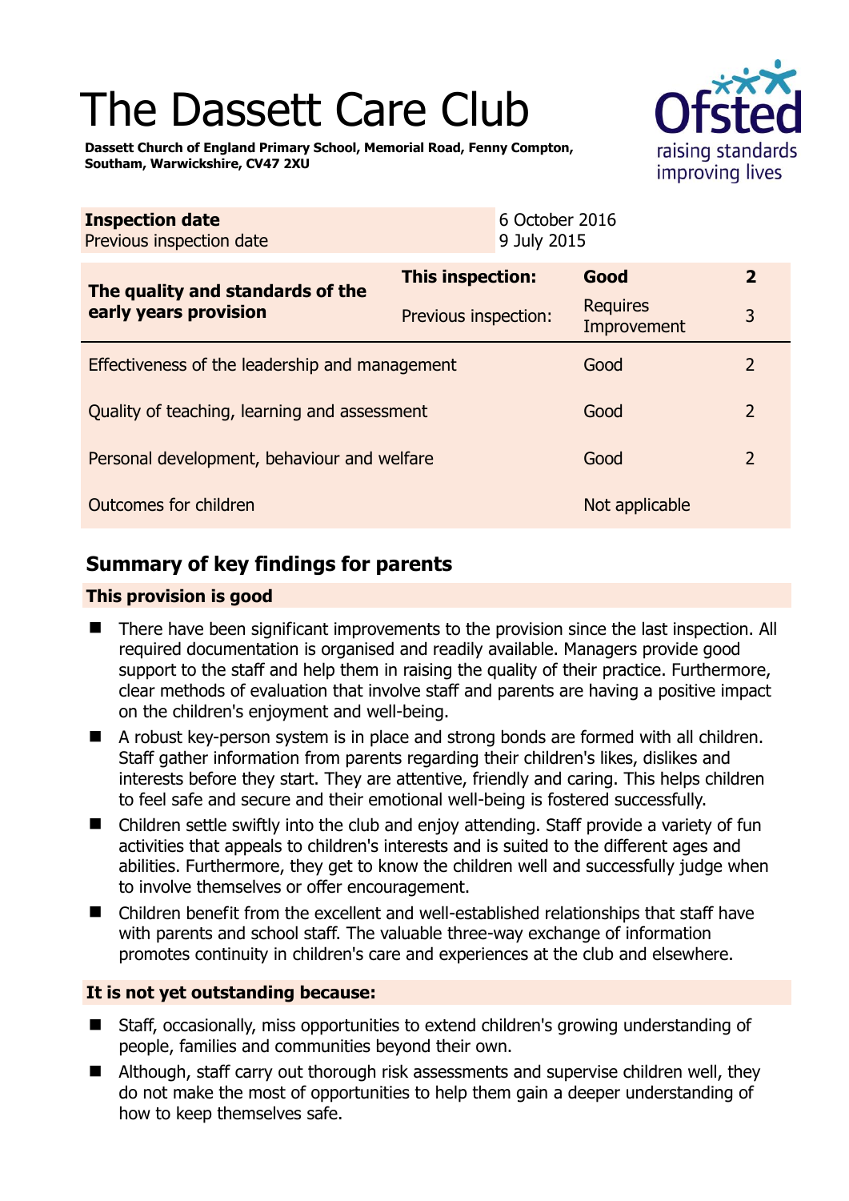# The Dassett Care Club

**Dassett Church of England Primary School, Memorial Road, Fenny Compton, Southam, Warwickshire, CV47 2XU**

| **Inspection date** | 6 October 2016 |
| --- | --- |
| Previous inspection date | 9 July 2015 |

| **The quality and standards of the early years provision** | **This inspection:** | **Good** | **2** |
| --- | --- | --- | --- |
| | Previous inspection: | Requires Improvement | 3 |
| Effectiveness of the leadership and management | | Good | 2 |
| Quality of teaching, learning and assessment | | Good | 2 |
| Personal development, behaviour and welfare | | Good | 2 |
| Outcomes for children | | Not applicable | |

## Summary of key findings for parents

### This provision is good

- There have been significant improvements to the provision since the last inspection. All required documentation is organised and readily available. Managers provide good support to the staff and help them in raising the quality of their practice. Furthermore, clear methods of evaluation that involve staff and parents are having a positive impact on the children's enjoyment and well-being.
- A robust key-person system is in place and strong bonds are formed with all children. Staff gather information from parents regarding their children's likes, dislikes and interests before they start. They are attentive, friendly and caring. This helps children to feel safe and secure and their emotional well-being is fostered successfully.
- Children settle swiftly into the club and enjoy attending. Staff provide a variety of fun activities that appeals to children's interests and is suited to the different ages and abilities. Furthermore, they get to know the children well and successfully judge when to involve themselves or offer encouragement.
- Children benefit from the excellent and well-established relationships that staff have with parents and school staff. The valuable three-way exchange of information promotes continuity in children's care and experiences at the club and elsewhere.

### It is not yet outstanding because:

- Staff, occasionally, miss opportunities to extend children's growing understanding of people, families and communities beyond their own.
- Although, staff carry out thorough risk assessments and supervise children well, they do not make the most of opportunities to help them gain a deeper understanding of how to keep themselves safe.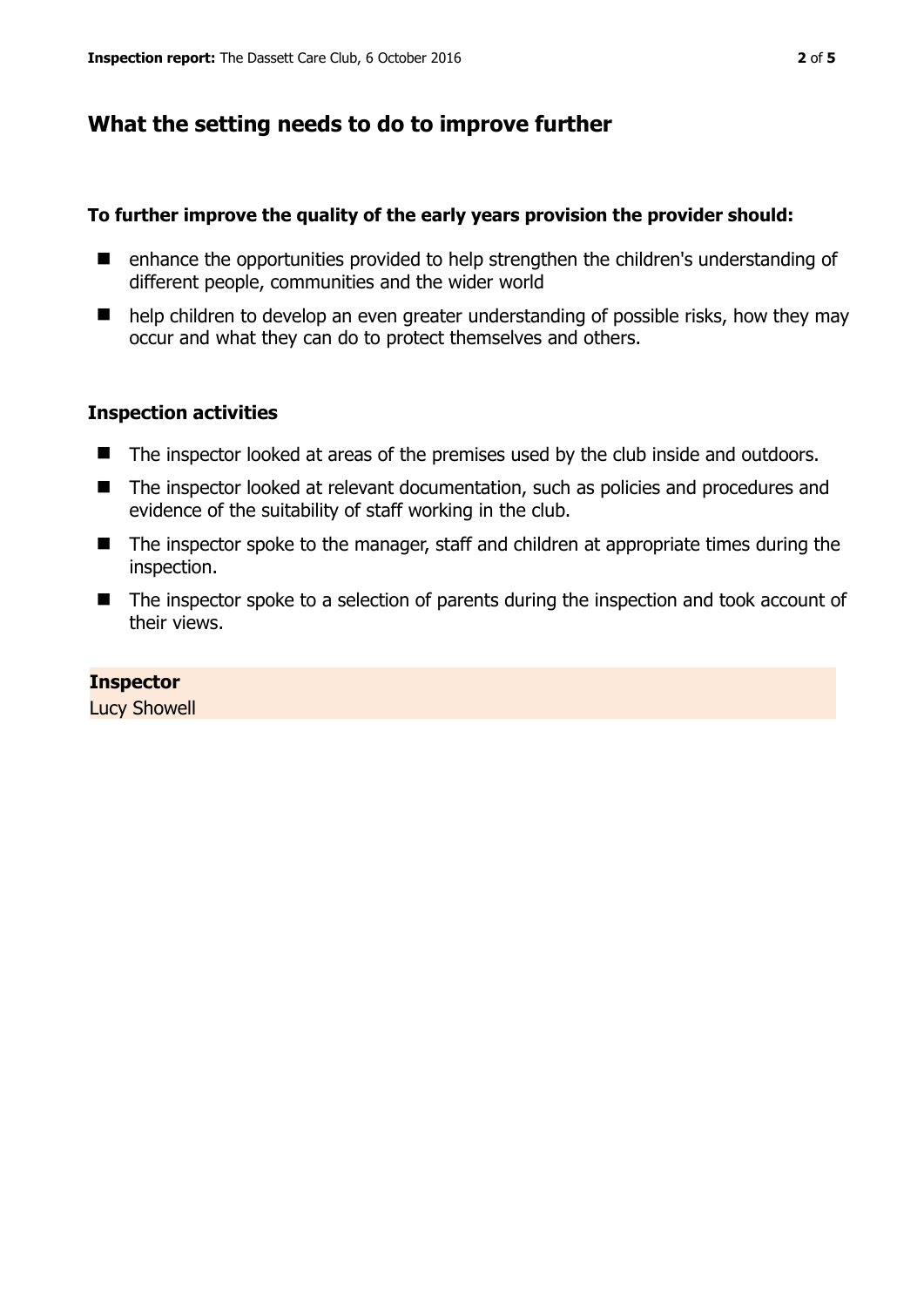## What the setting needs to do to improve further

**To further improve the quality of the early years provision the provider should:**

- enhance the opportunities provided to help strengthen the children's understanding of different people, communities and the wider world
- help children to develop an even greater understanding of possible risks, how they may occur and what they can do to protect themselves and others.

### Inspection activities

- The inspector looked at areas of the premises used by the club inside and outdoors.
- The inspector looked at relevant documentation, such as policies and procedures and evidence of the suitability of staff working in the club.
- The inspector spoke to the manager, staff and children at appropriate times during the inspection.
- The inspector spoke to a selection of parents during the inspection and took account of their views.

**Inspector**
Lucy Showell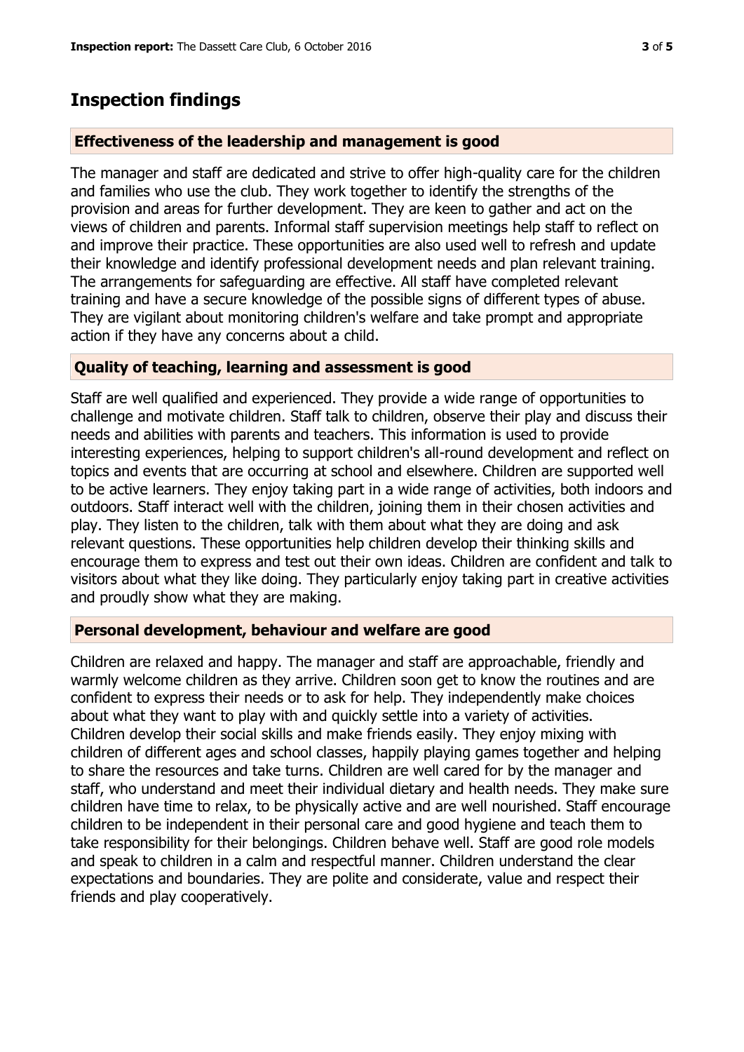## Inspection findings

### Effectiveness of the leadership and management is good

The manager and staff are dedicated and strive to offer high-quality care for the children and families who use the club. They work together to identify the strengths of the provision and areas for further development. They are keen to gather and act on the views of children and parents. Informal staff supervision meetings help staff to reflect on and improve their practice. These opportunities are also used well to refresh and update their knowledge and identify professional development needs and plan relevant training. The arrangements for safeguarding are effective. All staff have completed relevant training and have a secure knowledge of the possible signs of different types of abuse. They are vigilant about monitoring children's welfare and take prompt and appropriate action if they have any concerns about a child.

### Quality of teaching, learning and assessment is good

Staff are well qualified and experienced. They provide a wide range of opportunities to challenge and motivate children. Staff talk to children, observe their play and discuss their needs and abilities with parents and teachers. This information is used to provide interesting experiences, helping to support children's all-round development and reflect on topics and events that are occurring at school and elsewhere. Children are supported well to be active learners. They enjoy taking part in a wide range of activities, both indoors and outdoors. Staff interact well with the children, joining them in their chosen activities and play. They listen to the children, talk with them about what they are doing and ask relevant questions. These opportunities help children develop their thinking skills and encourage them to express and test out their own ideas. Children are confident and talk to visitors about what they like doing. They particularly enjoy taking part in creative activities and proudly show what they are making.

### Personal development, behaviour and welfare are good

Children are relaxed and happy. The manager and staff are approachable, friendly and warmly welcome children as they arrive. Children soon get to know the routines and are confident to express their needs or to ask for help. They independently make choices about what they want to play with and quickly settle into a variety of activities. Children develop their social skills and make friends easily. They enjoy mixing with children of different ages and school classes, happily playing games together and helping to share the resources and take turns. Children are well cared for by the manager and staff, who understand and meet their individual dietary and health needs. They make sure children have time to relax, to be physically active and are well nourished. Staff encourage children to be independent in their personal care and good hygiene and teach them to take responsibility for their belongings. Children behave well. Staff are good role models and speak to children in a calm and respectful manner. Children understand the clear expectations and boundaries. They are polite and considerate, value and respect their friends and play cooperatively.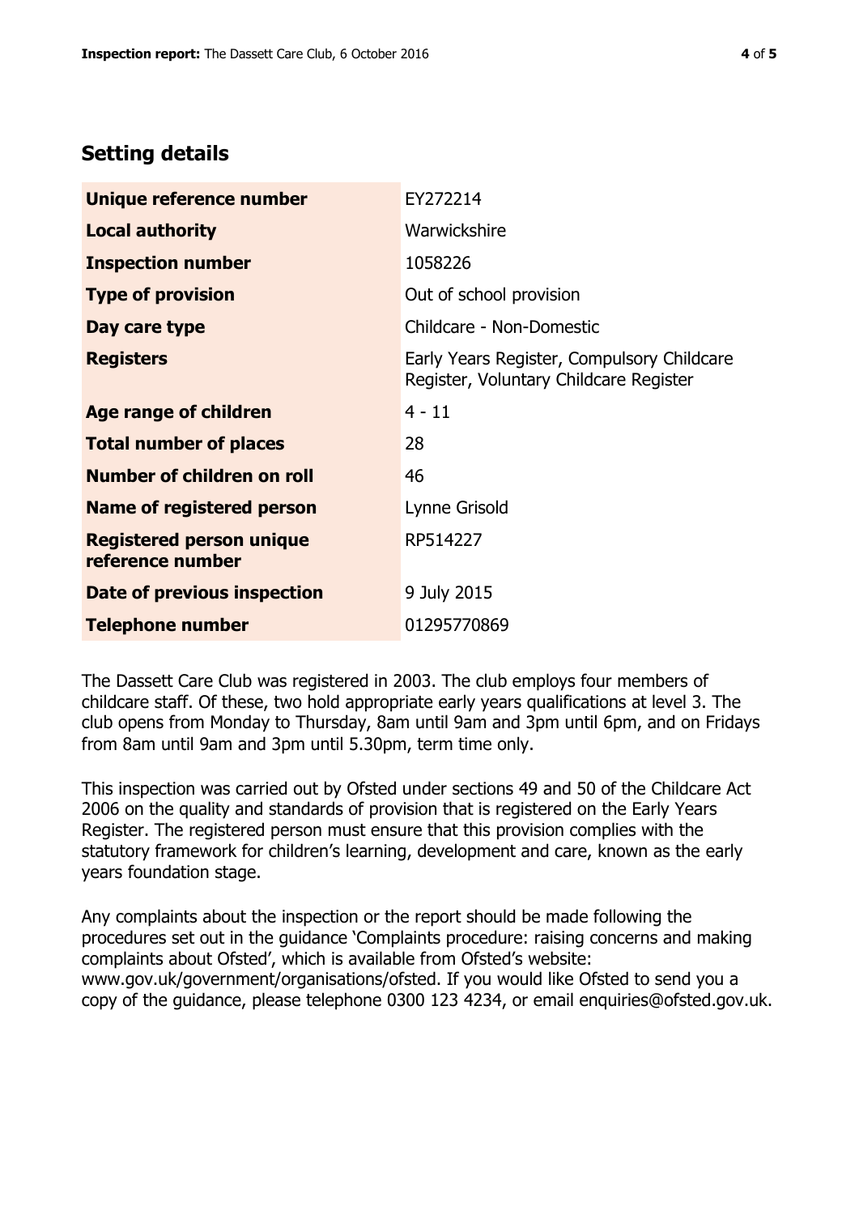## Setting details

| | |
|---|---|
| **Unique reference number** | EY272214 |
| **Local authority** | Warwickshire |
| **Inspection number** | 1058226 |
| **Type of provision** | Out of school provision |
| **Day care type** | Childcare - Non-Domestic |
| **Registers** | Early Years Register, Compulsory Childcare Register, Voluntary Childcare Register |
| **Age range of children** | 4 - 11 |
| **Total number of places** | 28 |
| **Number of children on roll** | 46 |
| **Name of registered person** | Lynne Grisold |
| **Registered person unique reference number** | RP514227 |
| **Date of previous inspection** | 9 July 2015 |
| **Telephone number** | 01295770869 |

The Dassett Care Club was registered in 2003. The club employs four members of childcare staff. Of these, two hold appropriate early years qualifications at level 3. The club opens from Monday to Thursday, 8am until 9am and 3pm until 6pm, and on Fridays from 8am until 9am and 3pm until 5.30pm, term time only.

This inspection was carried out by Ofsted under sections 49 and 50 of the Childcare Act 2006 on the quality and standards of provision that is registered on the Early Years Register. The registered person must ensure that this provision complies with the statutory framework for children's learning, development and care, known as the early years foundation stage.

Any complaints about the inspection or the report should be made following the procedures set out in the guidance 'Complaints procedure: raising concerns and making complaints about Ofsted', which is available from Ofsted's website: www.gov.uk/government/organisations/ofsted. If you would like Ofsted to send you a copy of the guidance, please telephone 0300 123 4234, or email enquiries@ofsted.gov.uk.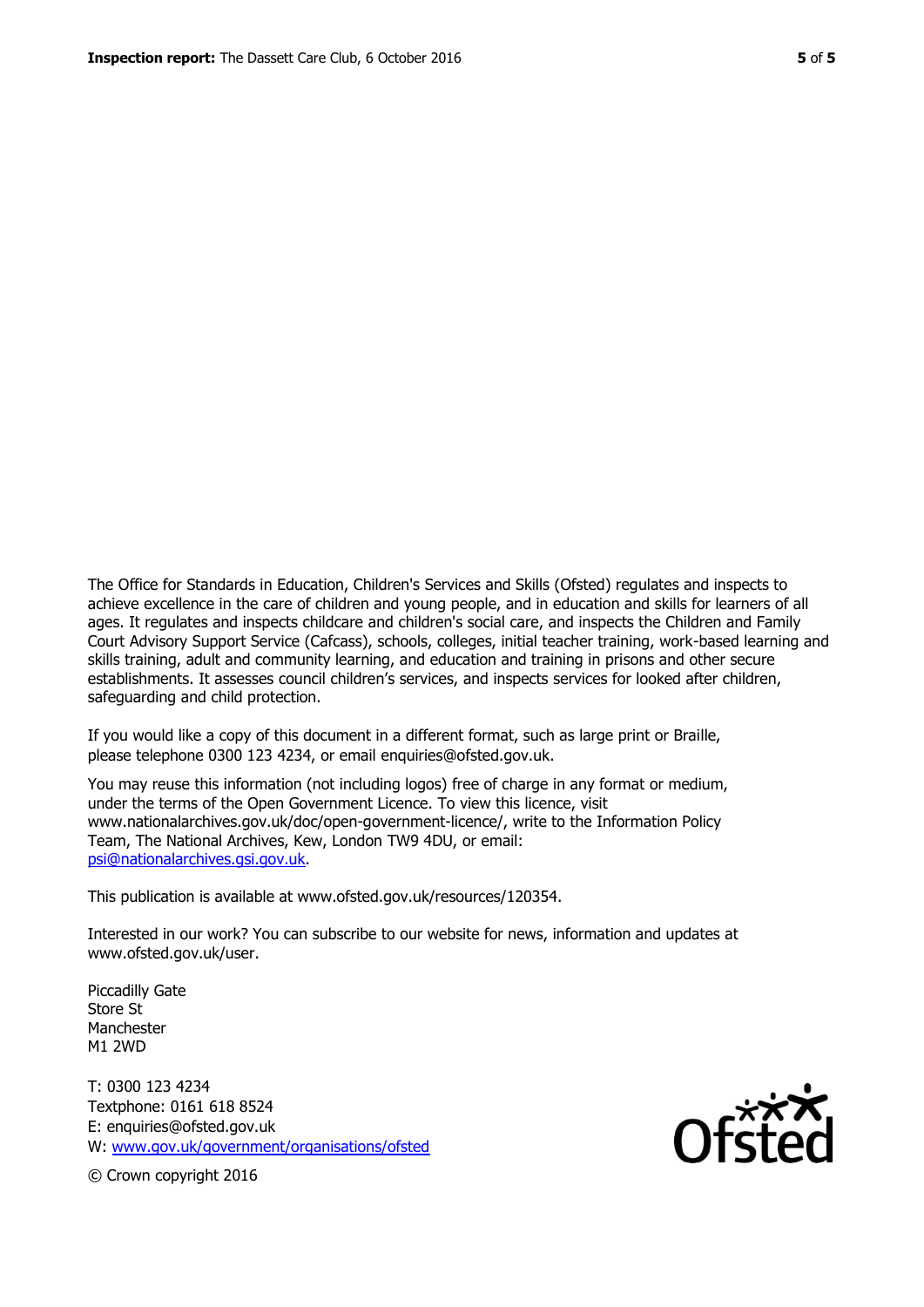The Office for Standards in Education, Children's Services and Skills (Ofsted) regulates and inspects to achieve excellence in the care of children and young people, and in education and skills for learners of all ages. It regulates and inspects childcare and children's social care, and inspects the Children and Family Court Advisory Support Service (Cafcass), schools, colleges, initial teacher training, work-based learning and skills training, adult and community learning, and education and training in prisons and other secure establishments. It assesses council children's services, and inspects services for looked after children, safeguarding and child protection.

If you would like a copy of this document in a different format, such as large print or Braille, please telephone 0300 123 4234, or email enquiries@ofsted.gov.uk.

You may reuse this information (not including logos) free of charge in any format or medium, under the terms of the Open Government Licence. To view this licence, visit www.nationalarchives.gov.uk/doc/open-government-licence/, write to the Information Policy Team, The National Archives, Kew, London TW9 4DU, or email: psi@nationalarchives.gsi.gov.uk.

This publication is available at www.ofsted.gov.uk/resources/120354.

Interested in our work? You can subscribe to our website for news, information and updates at www.ofsted.gov.uk/user.

Piccadilly Gate
Store St
Manchester
M1 2WD

T: 0300 123 4234
Textphone: 0161 618 8524
E: enquiries@ofsted.gov.uk
W: www.gov.uk/government/organisations/ofsted

© Crown copyright 2016